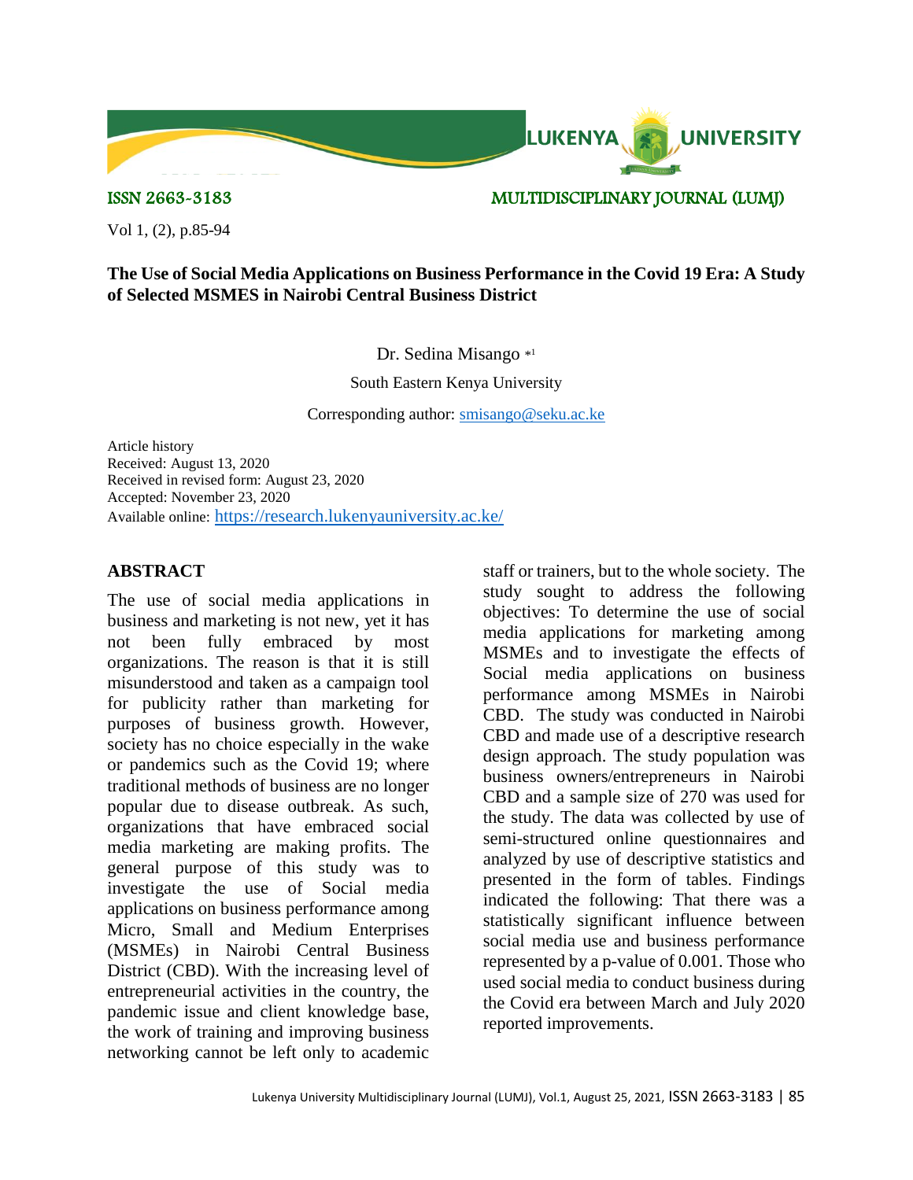LUKENYA UNIVERSITY

ISSN 2663-3183 MULTIDISCIPLINARY JOURNAL (LUMJ)

Vol 1, (2), p.85-94

# The Use of Social Media Applications on Business Performance in the Covid 19 Era: A Study of Selected MSMES in Nairobi Central Business District

Dr. Sedina Misango *[1]

South Eastern Kenya University

Corresponding author: smisango@seku.ac.ke

Article history
Received: August 13, 2020
Received in revised form: August 23, 2020
Accepted: November 23, 2020
Available online: https://research.lukenyauniversity.ac.ke/

## ABSTRACT

The use of social media applications in business and marketing is not new, yet it has not been fully embraced by most organizations. The reason is that it is still misunderstood and taken as a campaign tool for publicity rather than marketing for purposes of business growth. However, society has no choice especially in the wake or pandemics such as the Covid 19; where traditional methods of business are no longer popular due to disease outbreak. As such, organizations that have embraced social media marketing are making profits. The general purpose of this study was to investigate the use of Social media applications on business performance among Micro, Small and Medium Enterprises (MSMEs) in Nairobi Central Business District (CBD). With the increasing level of entrepreneurial activities in the country, the pandemic issue and client knowledge base, the work of training and improving business networking cannot be left only to academic staff or trainers, but to the whole society. The study sought to address the following objectives: To determine the use of social media applications for marketing among MSMEs and to investigate the effects of Social media applications on business performance among MSMEs in Nairobi CBD. The study was conducted in Nairobi CBD and made use of a descriptive research design approach. The study population was business owners/entrepreneurs in Nairobi CBD and a sample size of 270 was used for the study. The data was collected by use of semi-structured online questionnaires and analyzed by use of descriptive statistics and presented in the form of tables. Findings indicated the following: That there was a statistically significant influence between social media use and business performance represented by a p-value of 0.001. Those who used social media to conduct business during the Covid era between March and July 2020 reported improvements.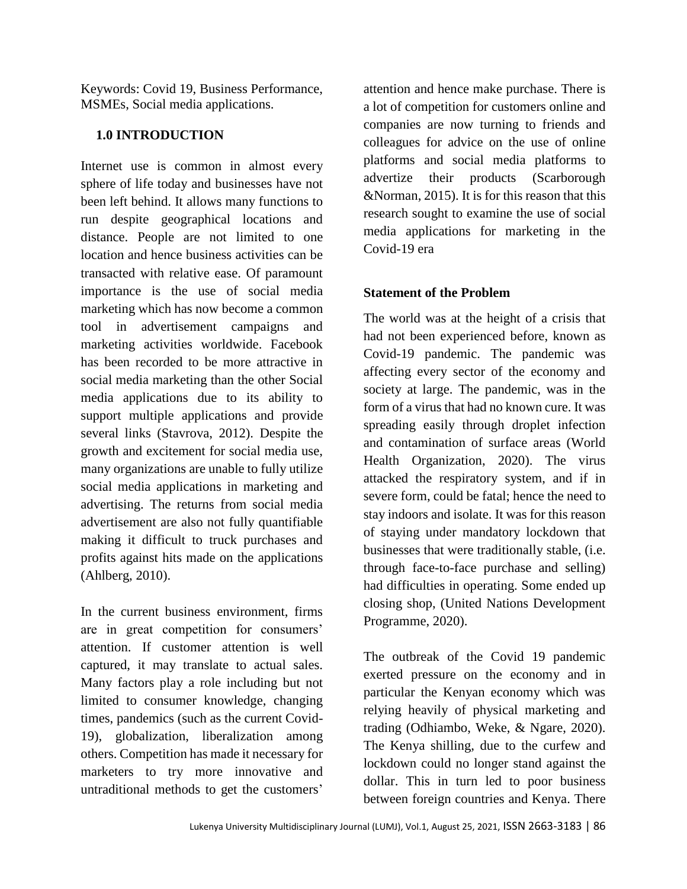Keywords: Covid 19, Business Performance, MSMEs, Social media applications.

## 1.0 INTRODUCTION

Internet use is common in almost every sphere of life today and businesses have not been left behind. It allows many functions to run despite geographical locations and distance. People are not limited to one location and hence business activities can be transacted with relative ease. Of paramount importance is the use of social media marketing which has now become a common tool in advertisement campaigns and marketing activities worldwide. Facebook has been recorded to be more attractive in social media marketing than the other Social media applications due to its ability to support multiple applications and provide several links (Stavrova, 2012). Despite the growth and excitement for social media use, many organizations are unable to fully utilize social media applications in marketing and advertising. The returns from social media advertisement are also not fully quantifiable making it difficult to truck purchases and profits against hits made on the applications (Ahlberg, 2010).

In the current business environment, firms are in great competition for consumers' attention. If customer attention is well captured, it may translate to actual sales. Many factors play a role including but not limited to consumer knowledge, changing times, pandemics (such as the current Covid-19), globalization, liberalization among others. Competition has made it necessary for marketers to try more innovative and untraditional methods to get the customers' attention and hence make purchase. There is a lot of competition for customers online and companies are now turning to friends and colleagues for advice on the use of online platforms and social media platforms to advertize their products (Scarborough &Norman, 2015). It is for this reason that this research sought to examine the use of social media applications for marketing in the Covid-19 era

### Statement of the Problem

The world was at the height of a crisis that had not been experienced before, known as Covid-19 pandemic. The pandemic was affecting every sector of the economy and society at large. The pandemic, was in the form of a virus that had no known cure. It was spreading easily through droplet infection and contamination of surface areas (World Health Organization, 2020). The virus attacked the respiratory system, and if in severe form, could be fatal; hence the need to stay indoors and isolate. It was for this reason of staying under mandatory lockdown that businesses that were traditionally stable, (i.e. through face-to-face purchase and selling) had difficulties in operating. Some ended up closing shop, (United Nations Development Programme, 2020).

The outbreak of the Covid 19 pandemic exerted pressure on the economy and in particular the Kenyan economy which was relying heavily of physical marketing and trading (Odhiambo, Weke, & Ngare, 2020). The Kenya shilling, due to the curfew and lockdown could no longer stand against the dollar. This in turn led to poor business between foreign countries and Kenya. There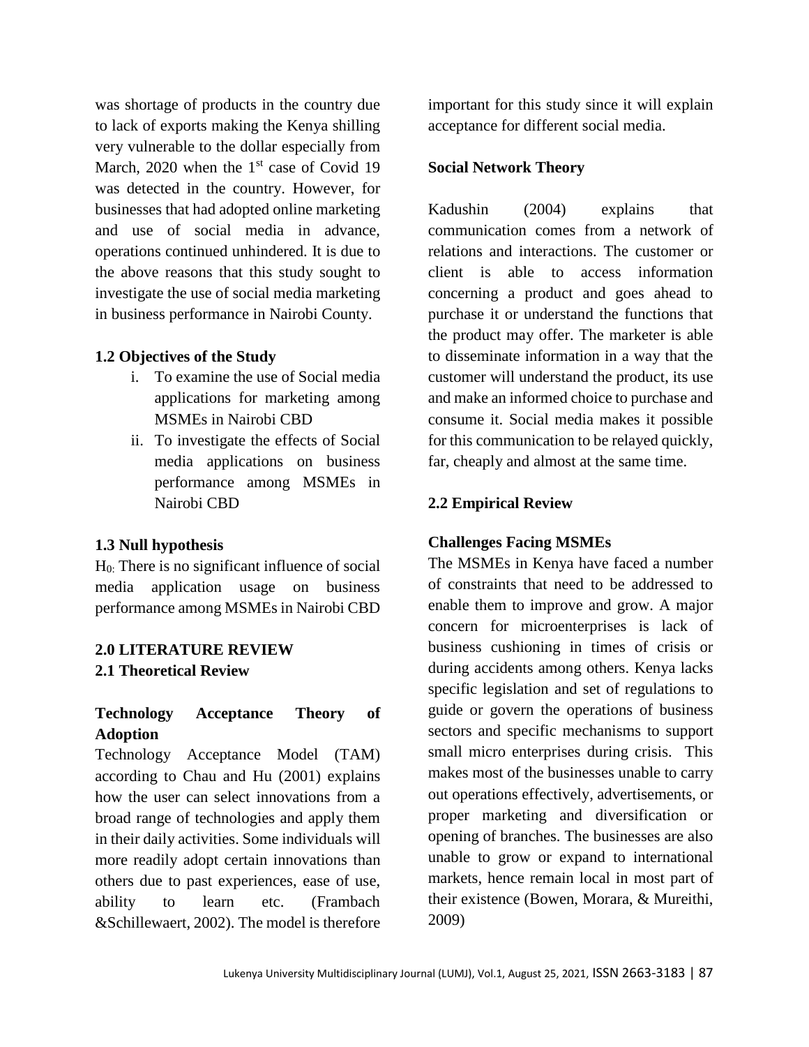was shortage of products in the country due to lack of exports making the Kenya shilling very vulnerable to the dollar especially from March, 2020 when the 1st case of Covid 19 was detected in the country. However, for businesses that had adopted online marketing and use of social media in advance, operations continued unhindered. It is due to the above reasons that this study sought to investigate the use of social media marketing in business performance in Nairobi County.

### 1.2 Objectives of the Study

i. To examine the use of Social media applications for marketing among MSMEs in Nairobi CBD
ii. To investigate the effects of Social media applications on business performance among MSMEs in Nairobi CBD

### 1.3 Null hypothesis

$H_0$: There is no significant influence of social media application usage on business performance among MSMEs in Nairobi CBD

## 2.0 LITERATURE REVIEW

### 2.1 Theoretical Review

#### Technology Acceptance Theory of Adoption

Technology Acceptance Model (TAM) according to Chau and Hu (2001) explains how the user can select innovations from a broad range of technologies and apply them in their daily activities. Some individuals will more readily adopt certain innovations than others due to past experiences, ease of use, ability to learn etc. (Frambach &Schillewaert, 2002). The model is therefore important for this study since it will explain acceptance for different social media.

#### Social Network Theory

Kadushin (2004) explains that communication comes from a network of relations and interactions. The customer or client is able to access information concerning a product and goes ahead to purchase it or understand the functions that the product may offer. The marketer is able to disseminate information in a way that the customer will understand the product, its use and make an informed choice to purchase and consume it. Social media makes it possible for this communication to be relayed quickly, far, cheaply and almost at the same time.

### 2.2 Empirical Review

#### Challenges Facing MSMEs

The MSMEs in Kenya have faced a number of constraints that need to be addressed to enable them to improve and grow. A major concern for microenterprises is lack of business cushioning in times of crisis or during accidents among others. Kenya lacks specific legislation and set of regulations to guide or govern the operations of business sectors and specific mechanisms to support small micro enterprises during crisis. This makes most of the businesses unable to carry out operations effectively, advertisements, or proper marketing and diversification or opening of branches. The businesses are also unable to grow or expand to international markets, hence remain local in most part of their existence (Bowen, Morara, & Mureithi, 2009)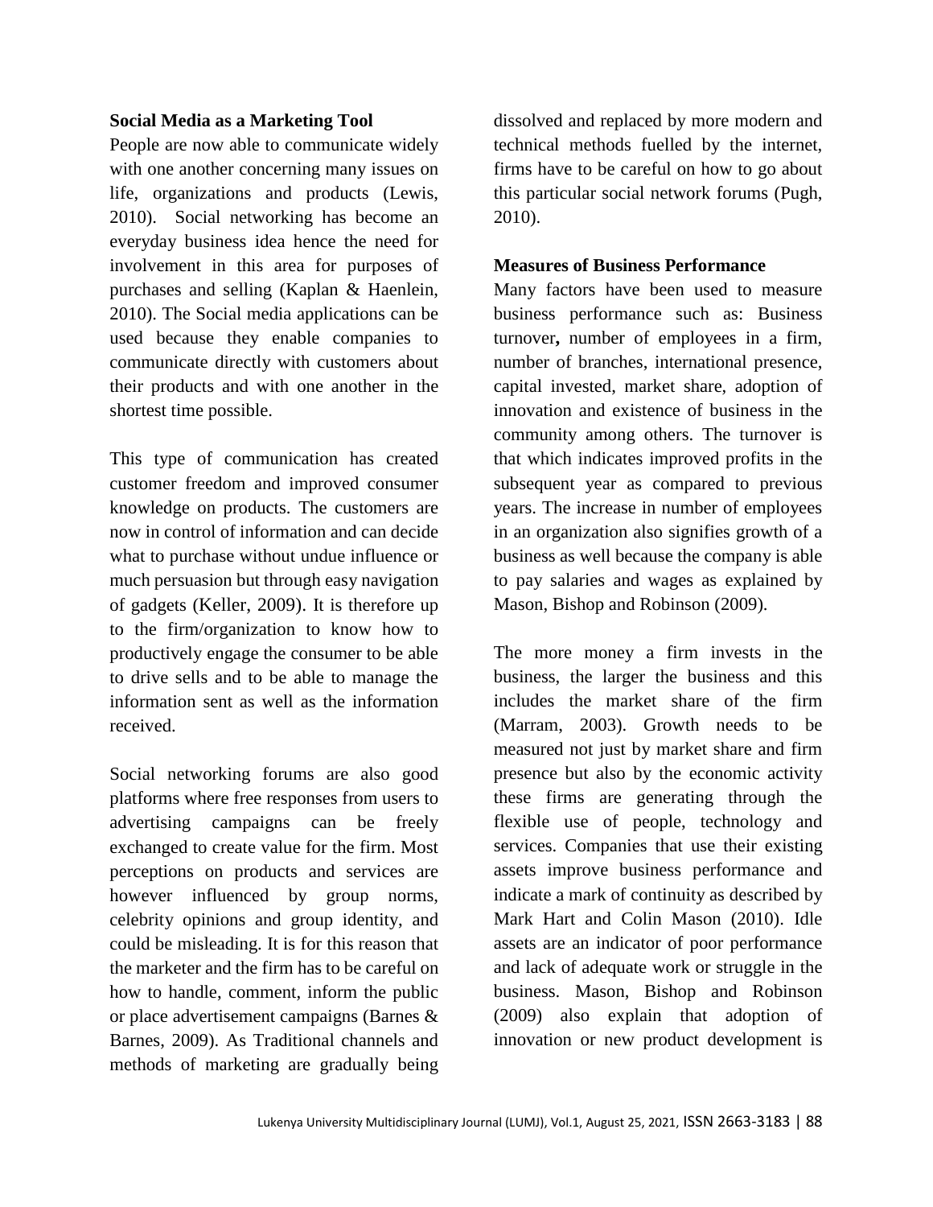## Social Media as a Marketing Tool

People are now able to communicate widely with one another concerning many issues on life, organizations and products (Lewis, 2010). Social networking has become an everyday business idea hence the need for involvement in this area for purposes of purchases and selling (Kaplan & Haenlein, 2010). The Social media applications can be used because they enable companies to communicate directly with customers about their products and with one another in the shortest time possible.

This type of communication has created customer freedom and improved consumer knowledge on products. The customers are now in control of information and can decide what to purchase without undue influence or much persuasion but through easy navigation of gadgets (Keller, 2009). It is therefore up to the firm/organization to know how to productively engage the consumer to be able to drive sells and to be able to manage the information sent as well as the information received.

Social networking forums are also good platforms where free responses from users to advertising campaigns can be freely exchanged to create value for the firm. Most perceptions on products and services are however influenced by group norms, celebrity opinions and group identity, and could be misleading. It is for this reason that the marketer and the firm has to be careful on how to handle, comment, inform the public or place advertisement campaigns (Barnes & Barnes, 2009). As Traditional channels and methods of marketing are gradually being dissolved and replaced by more modern and technical methods fuelled by the internet, firms have to be careful on how to go about this particular social network forums (Pugh, 2010).

## Measures of Business Performance

Many factors have been used to measure business performance such as: Business turnover**,** number of employees in a firm, number of branches, international presence, capital invested, market share, adoption of innovation and existence of business in the community among others. The turnover is that which indicates improved profits in the subsequent year as compared to previous years. The increase in number of employees in an organization also signifies growth of a business as well because the company is able to pay salaries and wages as explained by Mason, Bishop and Robinson (2009).

The more money a firm invests in the business, the larger the business and this includes the market share of the firm (Marram, 2003). Growth needs to be measured not just by market share and firm presence but also by the economic activity these firms are generating through the flexible use of people, technology and services. Companies that use their existing assets improve business performance and indicate a mark of continuity as described by Mark Hart and Colin Mason (2010). Idle assets are an indicator of poor performance and lack of adequate work or struggle in the business. Mason, Bishop and Robinson (2009) also explain that adoption of innovation or new product development is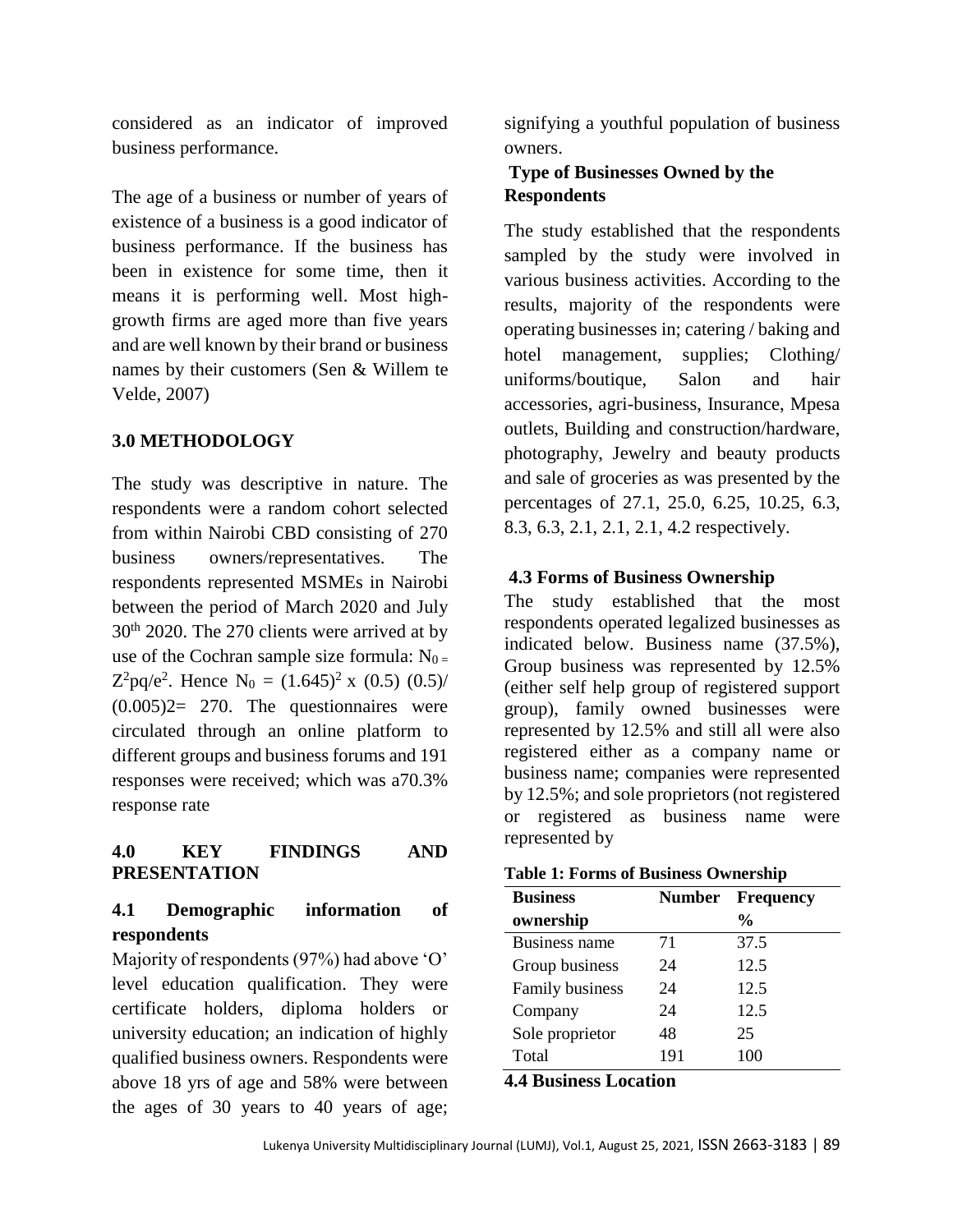considered as an indicator of improved business performance.

The age of a business or number of years of existence of a business is a good indicator of business performance. If the business has been in existence for some time, then it means it is performing well. Most high-growth firms are aged more than five years and are well known by their brand or business names by their customers (Sen & Willem te Velde, 2007)

## 3.0 METHODOLOGY

The study was descriptive in nature. The respondents were a random cohort selected from within Nairobi CBD consisting of 270 business owners/representatives. The respondents represented MSMEs in Nairobi between the period of March 2020 and July 30th 2020. The 270 clients were arrived at by use of the Cochran sample size formula: $N_0 = Z^2pq/e^2$. Hence $N_0 = (1.645)^2 \times (0.5)(0.5)/(0.005)2= 270$. The questionnaires were circulated through an online platform to different groups and business forums and 191 responses were received; which was a70.3% response rate

## 4.0 KEY FINDINGS AND PRESENTATION

### 4.1 Demographic information of respondents

Majority of respondents (97%) had above 'O' level education qualification. They were certificate holders, diploma holders or university education; an indication of highly qualified business owners. Respondents were above 18 yrs of age and 58% were between the ages of 30 years to 40 years of age; signifying a youthful population of business owners.

### Type of Businesses Owned by the Respondents

The study established that the respondents sampled by the study were involved in various business activities. According to the results, majority of the respondents were operating businesses in; catering / baking and hotel management, supplies; Clothing/ uniforms/boutique, Salon and hair accessories, agri-business, Insurance, Mpesa outlets, Building and construction/hardware, photography, Jewelry and beauty products and sale of groceries as was presented by the percentages of 27.1, 25.0, 6.25, 10.25, 6.3, 8.3, 6.3, 2.1, 2.1, 2.1, 4.2 respectively.

### 4.3 Forms of Business Ownership

The study established that the most respondents operated legalized businesses as indicated below. Business name (37.5%), Group business was represented by 12.5% (either self help group of registered support group), family owned businesses were represented by 12.5% and still all were also registered either as a company name or business name; companies were represented by 12.5%; and sole proprietors (not registered or registered as business name were represented by

**Table 1: Forms of Business Ownership**

| Business ownership | Number | Frequency % |
|---|---|---|
| Business name | 71 | 37.5 |
| Group business | 24 | 12.5 |
| Family business | 24 | 12.5 |
| Company | 24 | 12.5 |
| Sole proprietor | 48 | 25 |
| Total | 191 | 100 |

### 4.4 Business Location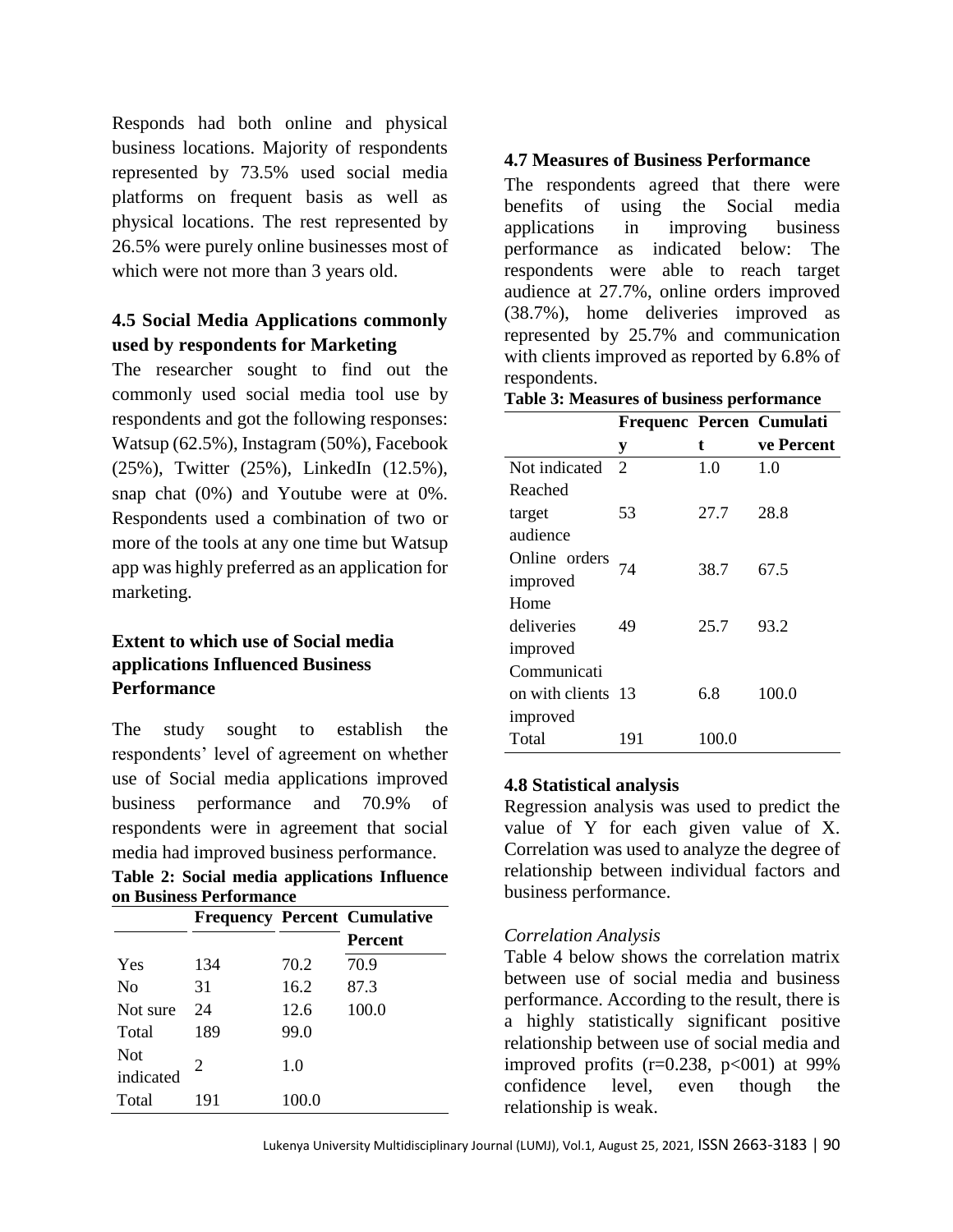Responds had both online and physical business locations. Majority of respondents represented by 73.5% used social media platforms on frequent basis as well as physical locations. The rest represented by 26.5% were purely online businesses most of which were not more than 3 years old.

### 4.5 Social Media Applications commonly used by respondents for Marketing

The researcher sought to find out the commonly used social media tool use by respondents and got the following responses: Watsup (62.5%), Instagram (50%), Facebook (25%), Twitter (25%), LinkedIn (12.5%), snap chat (0%) and Youtube were at 0%. Respondents used a combination of two or more of the tools at any one time but Watsup app was highly preferred as an application for marketing.

### Extent to which use of Social media applications Influenced Business Performance

The study sought to establish the respondents' level of agreement on whether use of Social media applications improved business performance and 70.9% of respondents were in agreement that social media had improved business performance.

**Table 2: Social media applications Influence on Business Performance**

| | Frequency | Percent | Cumulative Percent |
|---|---|---|---|
| Yes | 134 | 70.2 | 70.9 |
| No | 31 | 16.2 | 87.3 |
| Not sure | 24 | 12.6 | 100.0 |
| Total | 189 | 99.0 | |
| Not indicated | 2 | 1.0 | |
| Total | 191 | 100.0 | |

### 4.7 Measures of Business Performance

The respondents agreed that there were benefits of using the Social media applications in improving business performance as indicated below: The respondents were able to reach target audience at 27.7%, online orders improved (38.7%), home deliveries improved as represented by 25.7% and communication with clients improved as reported by 6.8% of respondents.

**Table 3: Measures of business performance**

| | Frequency | Percent | Cumulative Percent |
|---|---|---|---|
| Not indicated | 2 | 1.0 | 1.0 |
| Reached target audience | 53 | 27.7 | 28.8 |
| Online orders improved | 74 | 38.7 | 67.5 |
| Home deliveries improved | 49 | 25.7 | 93.2 |
| Communication with clients improved | 13 | 6.8 | 100.0 |
| Total | 191 | 100.0 | |

### 4.8 Statistical analysis

Regression analysis was used to predict the value of Y for each given value of X. Correlation was used to analyze the degree of relationship between individual factors and business performance.

*Correlation Analysis*

Table 4 below shows the correlation matrix between use of social media and business performance. According to the result, there is a highly statistically significant positive relationship between use of social media and improved profits ($r=0.238$, $p<001$) at 99% confidence level, even though the relationship is weak.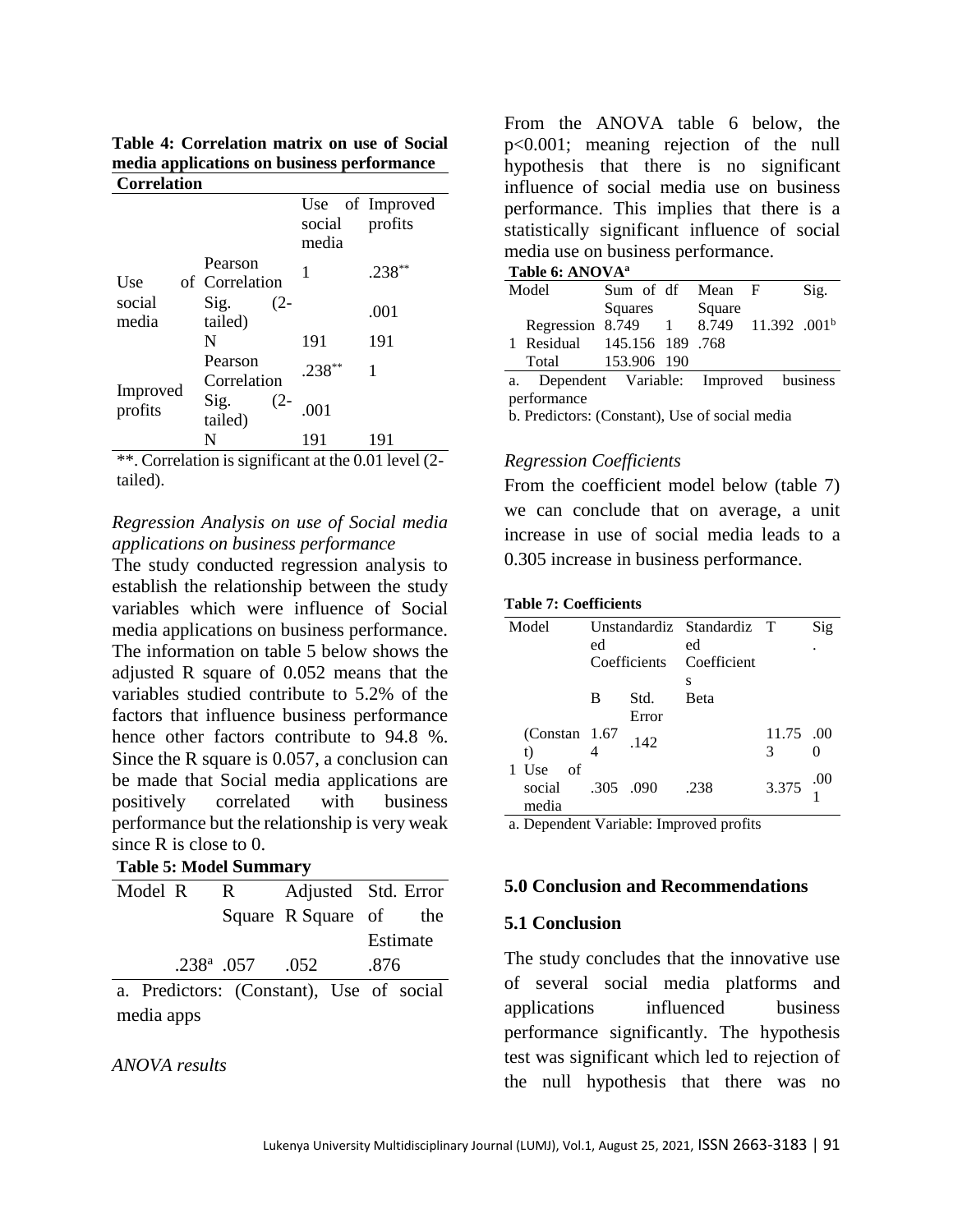**Table 4: Correlation matrix on use of Social media applications on business performance**

| Correlation | | | |
|---|---|---|---|
| | | Use of social media | Improved profits |
| Use of social media | Pearson Correlation | 1 | .238** |
| | Sig. (2-tailed) | | .001 |
| | N | 191 | 191 |
| Improved profits | Pearson Correlation | .238** | 1 |
| | Sig. (2-tailed) | .001 | |
| | N | 191 | 191 |

**. Correlation is significant at the 0.01 level (2-tailed).

*Regression Analysis on use of Social media applications on business performance*

The study conducted regression analysis to establish the relationship between the study variables which were influence of Social media applications on business performance. The information on table 5 below shows the adjusted R square of 0.052 means that the variables studied contribute to 5.2% of the factors that influence business performance hence other factors contribute to 94.8 %. Since the R square is 0.057, a conclusion can be made that Social media applications are positively correlated with business performance but the relationship is very weak since R is close to 0.

**Table 5: Model Summary**

| Model | R | R Square | Adjusted R Square | Std. Error of the Estimate |
|---|---|---|---|---|
| | .238[a] | .057 | .052 | .876 |

a. Predictors: (Constant), Use of social media apps

*ANOVA results*

From the ANOVA table 6 below, the p<0.001; meaning rejection of the null hypothesis that there is no significant influence of social media use on business performance. This implies that there is a statistically significant influence of social media use on business performance.

**Table 6: ANOVA[a]**

| Model | | Sum of Squares | df | Mean Square | F | Sig. |
|---|---|---|---|---|---|---|
| 1 | Regression | 8.749 | 1 | 8.749 | 11.392 | .001[b] |
| | Residual | 145.156 | 189 | .768 | | |
| | Total | 153.906 | 190 | | | |

a. Dependent Variable: Improved business performance

b. Predictors: (Constant), Use of social media

*Regression Coefficients*

From the coefficient model below (table 7) we can conclude that on average, a unit increase in use of social media leads to a 0.305 increase in business performance.

**Table 7: Coefficients**

| Model | | Unstandardized Coefficients | | Standardized Coefficients | T | Sig. |
|---|---|---|---|---|---|---|
| | | B | Std. Error | Beta | | |
| 1 | (Constant) | 1.674 | .142 | | 11.753 | .000 |
| | Use of social media | .305 | .090 | .238 | 3.375 | .001 |

a. Dependent Variable: Improved profits

## 5.0 Conclusion and Recommendations

### 5.1 Conclusion

The study concludes that the innovative use of several social media platforms and applications influenced business performance significantly. The hypothesis test was significant which led to rejection of the null hypothesis that there was no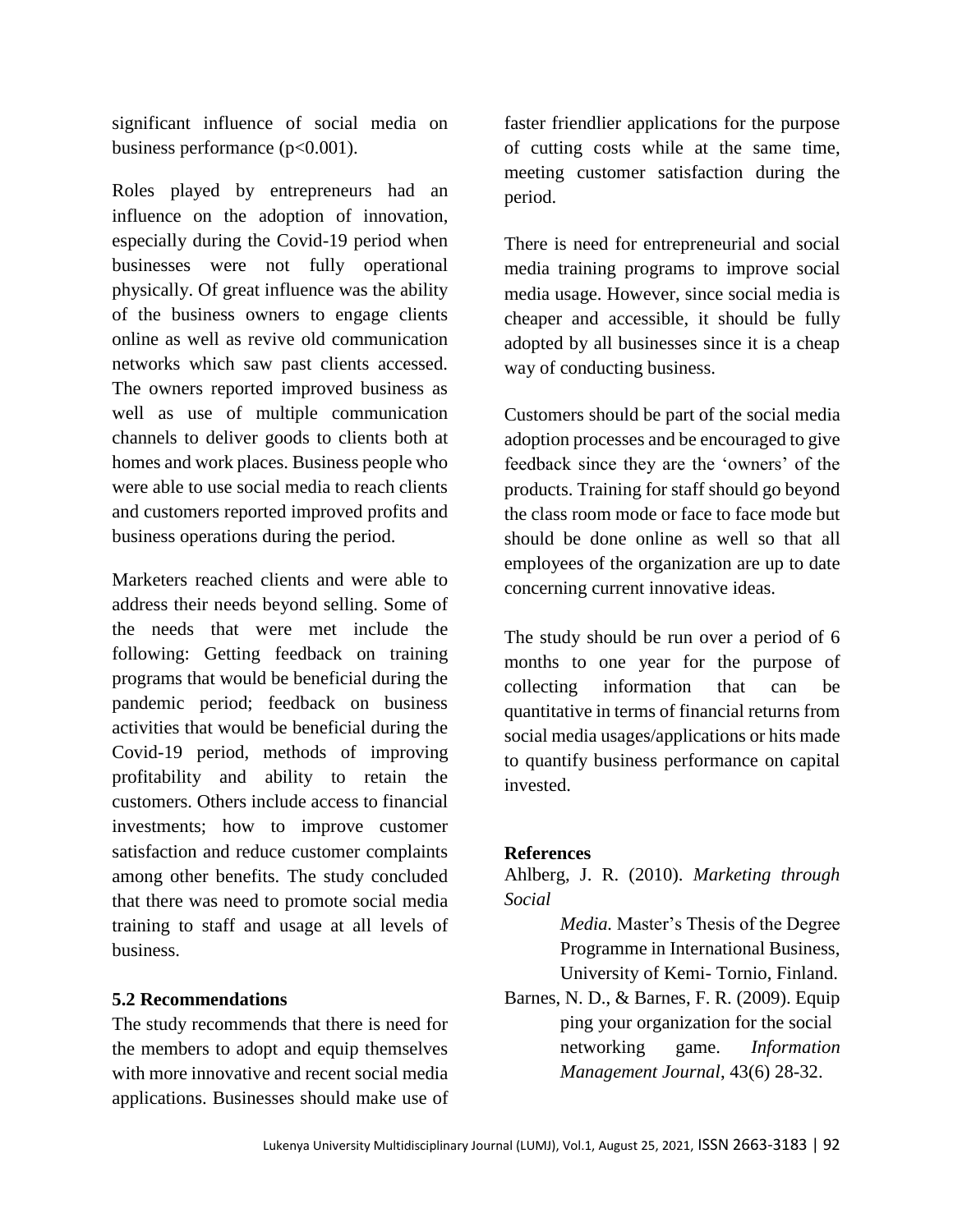significant influence of social media on business performance ($p<0.001$).

Roles played by entrepreneurs had an influence on the adoption of innovation, especially during the Covid-19 period when businesses were not fully operational physically. Of great influence was the ability of the business owners to engage clients online as well as revive old communication networks which saw past clients accessed. The owners reported improved business as well as use of multiple communication channels to deliver goods to clients both at homes and work places. Business people who were able to use social media to reach clients and customers reported improved profits and business operations during the period.

Marketers reached clients and were able to address their needs beyond selling. Some of the needs that were met include the following: Getting feedback on training programs that would be beneficial during the pandemic period; feedback on business activities that would be beneficial during the Covid-19 period, methods of improving profitability and ability to retain the customers. Others include access to financial investments; how to improve customer satisfaction and reduce customer complaints among other benefits. The study concluded that there was need to promote social media training to staff and usage at all levels of business.

## 5.2 Recommendations

The study recommends that there is need for the members to adopt and equip themselves with more innovative and recent social media applications. Businesses should make use of faster friendlier applications for the purpose of cutting costs while at the same time, meeting customer satisfaction during the period.

There is need for entrepreneurial and social media training programs to improve social media usage. However, since social media is cheaper and accessible, it should be fully adopted by all businesses since it is a cheap way of conducting business.

Customers should be part of the social media adoption processes and be encouraged to give feedback since they are the 'owners' of the products. Training for staff should go beyond the class room mode or face to face mode but should be done online as well so that all employees of the organization are up to date concerning current innovative ideas.

The study should be run over a period of 6 months to one year for the purpose of collecting information that can be quantitative in terms of financial returns from social media usages/applications or hits made to quantify business performance on capital invested.

## References

Ahlberg, J. R. (2010). *Marketing through Social Media.* Master's Thesis of the Degree Programme in International Business, University of Kemi- Tornio, Finland.

Barnes, N. D., & Barnes, F. R. (2009). Equip ping your organization for the social networking game. *Information Management Journal*, 43(6) 28-32.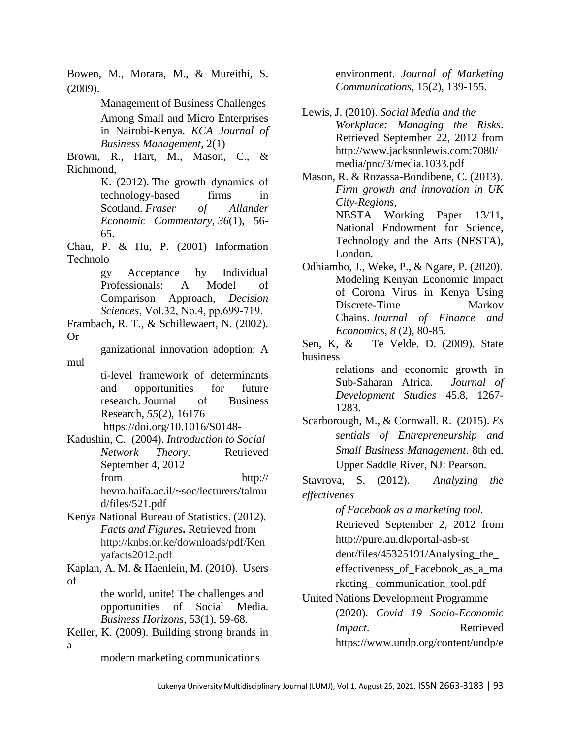Bowen, M., Morara, M., & Mureithi, S. (2009). Management of Business Challenges Among Small and Micro Enterprises in Nairobi-Kenya. *KCA Journal of Business Management*, 2(1)

Brown, R., Hart, M., Mason, C., & Richmond, K. (2012). The growth dynamics of technology-based firms in Scotland. *Fraser of Allander Economic Commentary*, *36*(1), 56-65.

Chau, P. & Hu, P. (2001) Information Technology Acceptance by Individual Professionals: A Model of Comparison Approach, *Decision Sciences*, Vol.32, No.4, pp.699-719.

Frambach, R. T., & Schillewaert, N. (2002). Organizational innovation adoption: A multi-level framework of determinants and opportunities for future research. Journal of Business Research, *55*(2), 16176 https://doi.org/10.1016/S0148-

Kadushin, C. (2004). *Introduction to Social Network Theory*. Retrieved September 4, 2012 from http:// hevra.haifa.ac.il/~soc/lecturers/talmud/files/521.pdf

Kenya National Bureau of Statistics. (2012). *Facts and Figures***.** Retrieved from http://knbs.or.ke/downloads/pdf/Kenyafacts2012.pdf

Kaplan, A. M. & Haenlein, M. (2010). Users of the world, unite! The challenges and opportunities of Social Media. *Business Horizons*, 53(1), 59-68.

Keller, K. (2009). Building strong brands in a modern marketing communications environment. *Journal of Marketing Communications*, 15(2), 139-155.

Lewis, J. (2010). *Social Media and the Workplace: Managing the Risks*. Retrieved September 22, 2012 from http://www.jacksonlewis.com:7080/media/pnc/3/media.1033.pdf

Mason, R. & Rozassa-Bondibene, C. (2013). *Firm growth and innovation in UK City-Regions*, NESTA Working Paper 13/11, National Endowment for Science, Technology and the Arts (NESTA), London.

Odhiambo, J., Weke, P., & Ngare, P. (2020). Modeling Kenyan Economic Impact of Corona Virus in Kenya Using Discrete-Time Markov Chains. *Journal of Finance and Economics*, *8* (2), 80-85.

Sen, K, & Te Velde. D. (2009). State business relations and economic growth in Sub-Saharan Africa. *Journal of Development Studies* 45.8, 1267-1283.

Scarborough, M., & Cornwall. R. (2015). *Essentials of Entrepreneurship and Small Business Management*. 8th ed. Upper Saddle River, NJ: Pearson.

Stavrova, S. (2012). *Analyzing the effectiveness of Facebook as a marketing tool.* Retrieved September 2, 2012 from http://pure.au.dk/portal-asb-student/files/45325191/Analysing_the_effectiveness_of_Facebook_as_a_marketing_ communication_tool.pdf

United Nations Development Programme (2020). *Covid 19 Socio-Economic Impact*. Retrieved https://www.undp.org/content/undp/e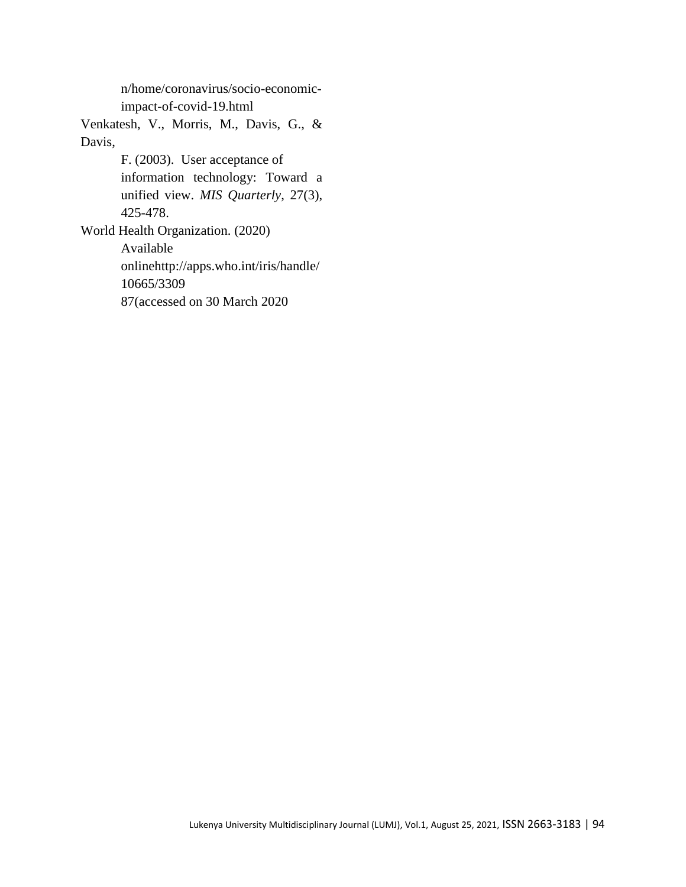n/home/coronavirus/socio-economic-impact-of-covid-19.html

Venkatesh, V., Morris, M., Davis, G., & Davis, F. (2003). User acceptance of information technology: Toward a unified view. *MIS Quarterly*, 27(3), 425-478.

World Health Organization. (2020) Available onlinehttp://apps.who.int/iris/handle/10665/330987(accessed on 30 March 2020